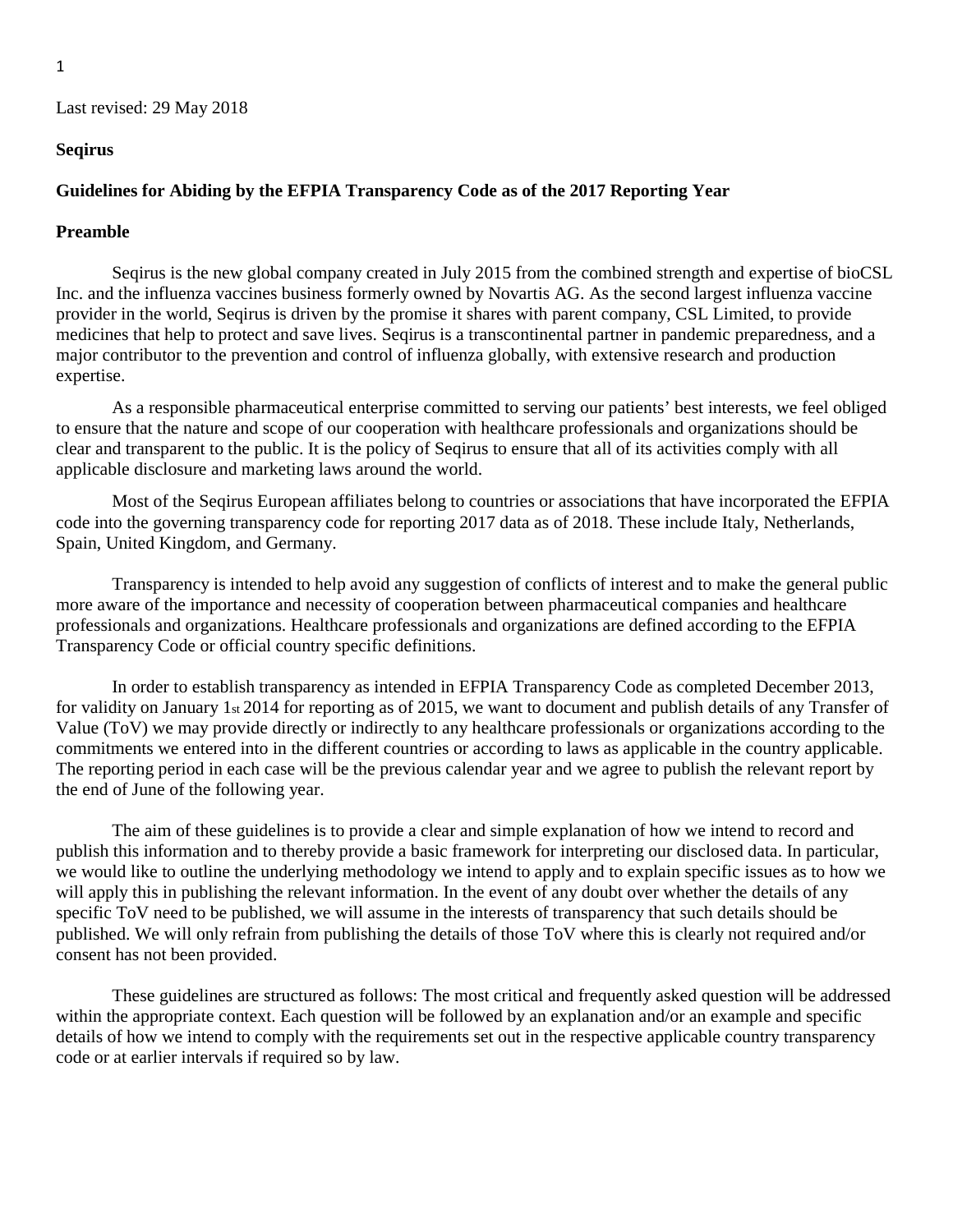Last revised: 29 May 2018

**Seqirus**

**Guidelines for Abiding by the EFPIA Transparency Code as of the 2017 Reporting Year**

**Preamble**

Seqirus is the new global company created in July 2015 from the combined strength and expertise of bioCSL Inc. and the influenza vaccines business formerly owned by Novartis AG. As the second largest influenza vaccine provider in the world, Seqirus is driven by the promise it shares with parent company, CSL Limited, to provide medicines that help to protect and save lives. Seqirus is a transcontinental partner in pandemic preparedness, and a major contributor to the prevention and control of influenza globally, with extensive research and production expertise.

As a responsible pharmaceutical enterprise committed to serving our patients' best interests, we feel obliged to ensure that the nature and scope of our cooperation with healthcare professionals and organizations should be clear and transparent to the public. It is the policy of Seqirus to ensure that all of its activities comply with all applicable disclosure and marketing laws around the world.

Most of the Seqirus European affiliates belong to countries or associations that have incorporated the EFPIA code into the governing transparency code for reporting 2017 data as of 2018. These include Italy, Netherlands, Spain, United Kingdom, and Germany.

Transparency is intended to help avoid any suggestion of conflicts of interest and to make the general public more aware of the importance and necessity of cooperation between pharmaceutical companies and healthcare professionals and organizations. Healthcare professionals and organizations are defined according to the EFPIA Transparency Code or official country specific definitions.

In order to establish transparency as intended in EFPIA Transparency Code as completed December 2013, for validity on January 1st 2014 for reporting as of 2015, we want to document and publish details of any Transfer of Value (ToV) we may provide directly or indirectly to any healthcare professionals or organizations according to the commitments we entered into in the different countries or according to laws as applicable in the country applicable. The reporting period in each case will be the previous calendar year and we agree to publish the relevant report by the end of June of the following year.

The aim of these guidelines is to provide a clear and simple explanation of how we intend to record and publish this information and to thereby provide a basic framework for interpreting our disclosed data. In particular, we would like to outline the underlying methodology we intend to apply and to explain specific issues as to how we will apply this in publishing the relevant information. In the event of any doubt over whether the details of any specific ToV need to be published, we will assume in the interests of transparency that such details should be published. We will only refrain from publishing the details of those ToV where this is clearly not required and/or consent has not been provided.

These guidelines are structured as follows: The most critical and frequently asked question will be addressed within the appropriate context. Each question will be followed by an explanation and/or an example and specific details of how we intend to comply with the requirements set out in the respective applicable country transparency code or at earlier intervals if required so by law.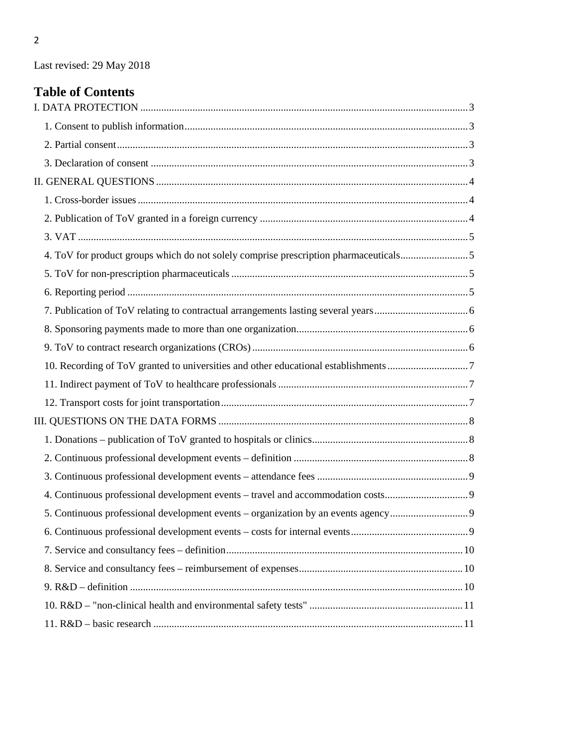Last revised: 29 May 2018

## Table of Contents

I. DATA PROTECTION .......... 3
- 1. Consent to publish information .......... 3
- 2. Partial consent .......... 3
- 3. Declaration of consent .......... 3

II. GENERAL QUESTIONS .......... 4
- 1. Cross-border issues .......... 4
- 2. Publication of ToV granted in a foreign currency .......... 4
- 3. VAT .......... 5
- 4. ToV for product groups which do not solely comprise prescription pharmaceuticals .......... 5
- 5. ToV for non-prescription pharmaceuticals .......... 5
- 6. Reporting period .......... 5
- 7. Publication of ToV relating to contractual arrangements lasting several years .......... 6
- 8. Sponsoring payments made to more than one organization .......... 6
- 9. ToV to contract research organizations (CROs) .......... 6
- 10. Recording of ToV granted to universities and other educational establishments .......... 7
- 11. Indirect payment of ToV to healthcare professionals .......... 7
- 12. Transport costs for joint transportation .......... 7

III. QUESTIONS ON THE DATA FORMS .......... 8
- 1. Donations – publication of ToV granted to hospitals or clinics .......... 8
- 2. Continuous professional development events – definition .......... 8
- 3. Continuous professional development events – attendance fees .......... 9
- 4. Continuous professional development events – travel and accommodation costs .......... 9
- 5. Continuous professional development events – organization by an events agency .......... 9
- 6. Continuous professional development events – costs for internal events .......... 9
- 7. Service and consultancy fees – definition .......... 10
- 8. Service and consultancy fees – reimbursement of expenses .......... 10
- 9. R&D – definition .......... 10
- 10. R&D – "non-clinical health and environmental safety tests" .......... 11
- 11. R&D – basic research .......... 11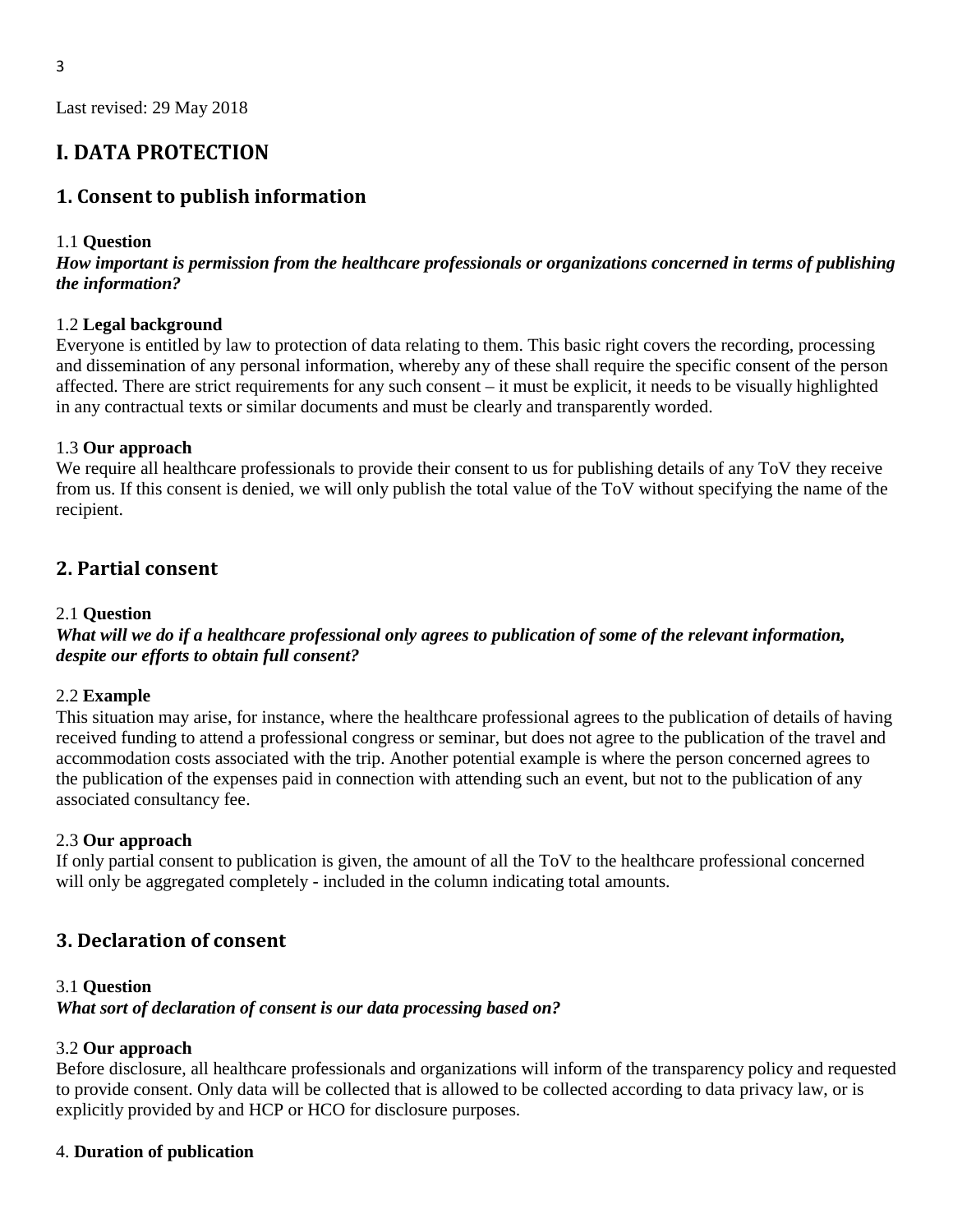Last revised: 29 May 2018

# I. DATA PROTECTION

## 1. Consent to publish information

1.1 **Question**

***How important is permission from the healthcare professionals or organizations concerned in terms of publishing the information?***

1.2 **Legal background**

Everyone is entitled by law to protection of data relating to them. This basic right covers the recording, processing and dissemination of any personal information, whereby any of these shall require the specific consent of the person affected. There are strict requirements for any such consent – it must be explicit, it needs to be visually highlighted in any contractual texts or similar documents and must be clearly and transparently worded.

1.3 **Our approach**

We require all healthcare professionals to provide their consent to us for publishing details of any ToV they receive from us. If this consent is denied, we will only publish the total value of the ToV without specifying the name of the recipient.

## 2. Partial consent

2.1 **Question**

***What will we do if a healthcare professional only agrees to publication of some of the relevant information, despite our efforts to obtain full consent?***

2.2 **Example**

This situation may arise, for instance, where the healthcare professional agrees to the publication of details of having received funding to attend a professional congress or seminar, but does not agree to the publication of the travel and accommodation costs associated with the trip. Another potential example is where the person concerned agrees to the publication of the expenses paid in connection with attending such an event, but not to the publication of any associated consultancy fee.

2.3 **Our approach**

If only partial consent to publication is given, the amount of all the ToV to the healthcare professional concerned will only be aggregated completely - included in the column indicating total amounts.

## 3. Declaration of consent

3.1 **Question**

***What sort of declaration of consent is our data processing based on?***

3.2 **Our approach**

Before disclosure, all healthcare professionals and organizations will inform of the transparency policy and requested to provide consent. Only data will be collected that is allowed to be collected according to data privacy law, or is explicitly provided by and HCP or HCO for disclosure purposes.

4. **Duration of publication**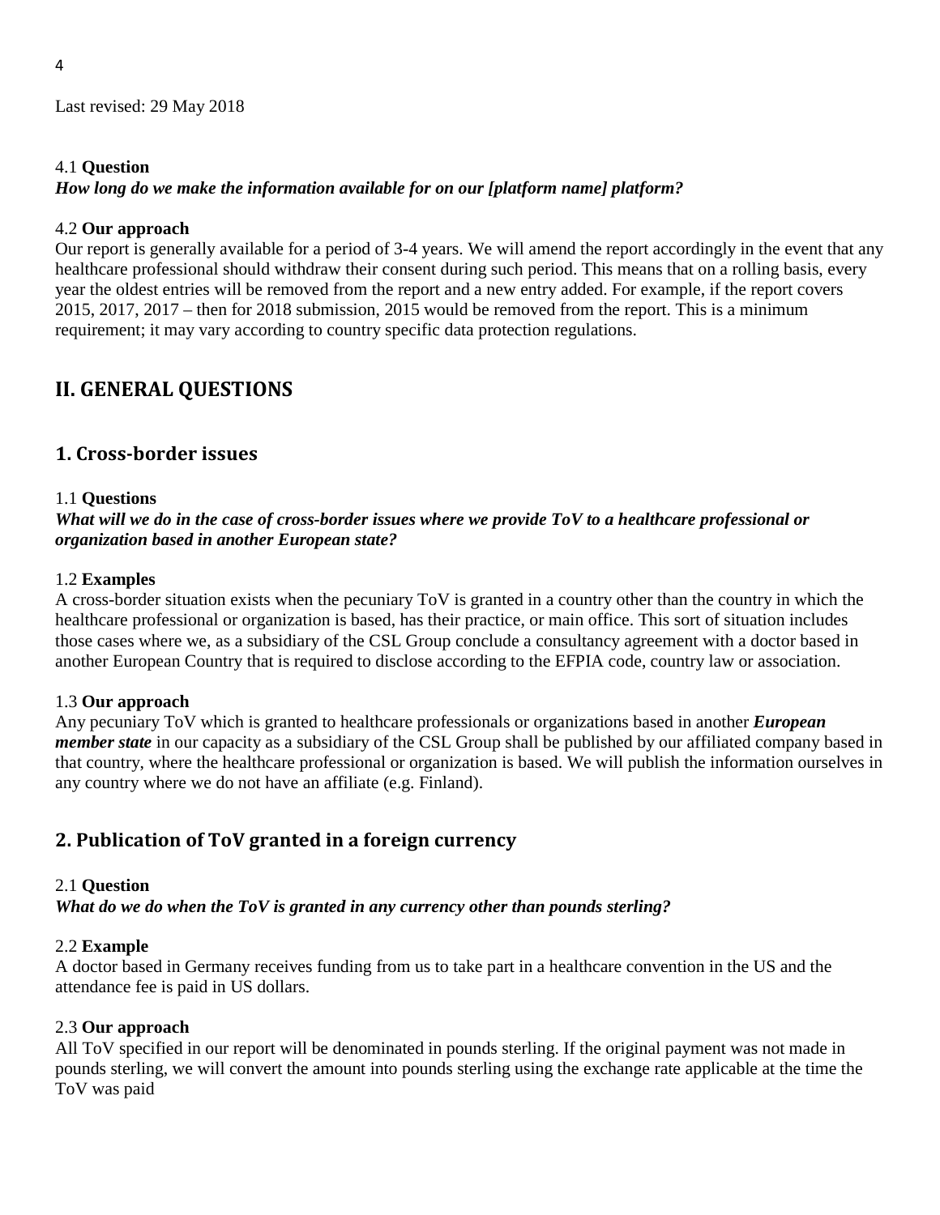Last revised: 29 May 2018

4.1 **Question**
***How long do we make the information available for on our [platform name] platform?***

4.2 **Our approach**
Our report is generally available for a period of 3-4 years. We will amend the report accordingly in the event that any healthcare professional should withdraw their consent during such period. This means that on a rolling basis, every year the oldest entries will be removed from the report and a new entry added. For example, if the report covers 2015, 2017, 2017 – then for 2018 submission, 2015 would be removed from the report. This is a minimum requirement; it may vary according to country specific data protection regulations.

## II. GENERAL QUESTIONS

### 1. Cross-border issues

1.1 **Questions**
***What will we do in the case of cross-border issues where we provide ToV to a healthcare professional or organization based in another European state?***

1.2 **Examples**
A cross-border situation exists when the pecuniary ToV is granted in a country other than the country in which the healthcare professional or organization is based, has their practice, or main office. This sort of situation includes those cases where we, as a subsidiary of the CSL Group conclude a consultancy agreement with a doctor based in another European Country that is required to disclose according to the EFPIA code, country law or association.

1.3 **Our approach**
Any pecuniary ToV which is granted to healthcare professionals or organizations based in another ***European member state*** in our capacity as a subsidiary of the CSL Group shall be published by our affiliated company based in that country, where the healthcare professional or organization is based. We will publish the information ourselves in any country where we do not have an affiliate (e.g. Finland).

### 2. Publication of ToV granted in a foreign currency

2.1 **Question**
***What do we do when the ToV is granted in any currency other than pounds sterling?***

2.2 **Example**
A doctor based in Germany receives funding from us to take part in a healthcare convention in the US and the attendance fee is paid in US dollars.

2.3 **Our approach**
All ToV specified in our report will be denominated in pounds sterling. If the original payment was not made in pounds sterling, we will convert the amount into pounds sterling using the exchange rate applicable at the time the ToV was paid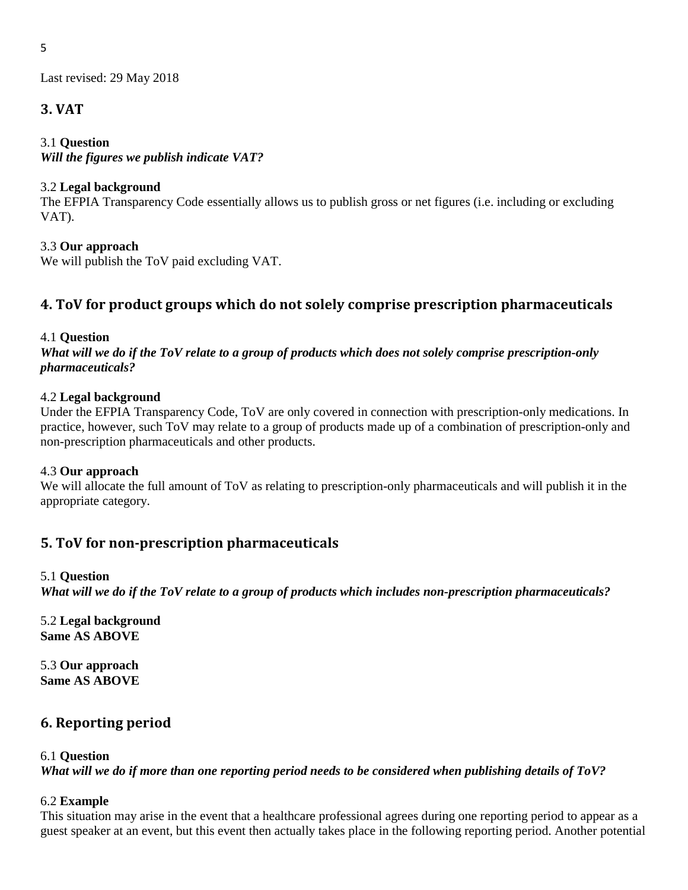Last revised: 29 May 2018

## 3. VAT

3.1 **Question**
***Will the figures we publish indicate VAT?***

3.2 **Legal background**
The EFPIA Transparency Code essentially allows us to publish gross or net figures (i.e. including or excluding VAT).

3.3 **Our approach**
We will publish the ToV paid excluding VAT.

## 4. ToV for product groups which do not solely comprise prescription pharmaceuticals

4.1 **Question**
***What will we do if the ToV relate to a group of products which does not solely comprise prescription-only pharmaceuticals?***

4.2 **Legal background**
Under the EFPIA Transparency Code, ToV are only covered in connection with prescription-only medications. In practice, however, such ToV may relate to a group of products made up of a combination of prescription-only and non-prescription pharmaceuticals and other products.

4.3 **Our approach**
We will allocate the full amount of ToV as relating to prescription-only pharmaceuticals and will publish it in the appropriate category.

## 5. ToV for non-prescription pharmaceuticals

5.1 **Question**
***What will we do if the ToV relate to a group of products which includes non-prescription pharmaceuticals?***

5.2 **Legal background**
**Same AS ABOVE**

5.3 **Our approach**
**Same AS ABOVE**

## 6. Reporting period

6.1 **Question**
***What will we do if more than one reporting period needs to be considered when publishing details of ToV?***

6.2 **Example**
This situation may arise in the event that a healthcare professional agrees during one reporting period to appear as a guest speaker at an event, but this event then actually takes place in the following reporting period. Another potential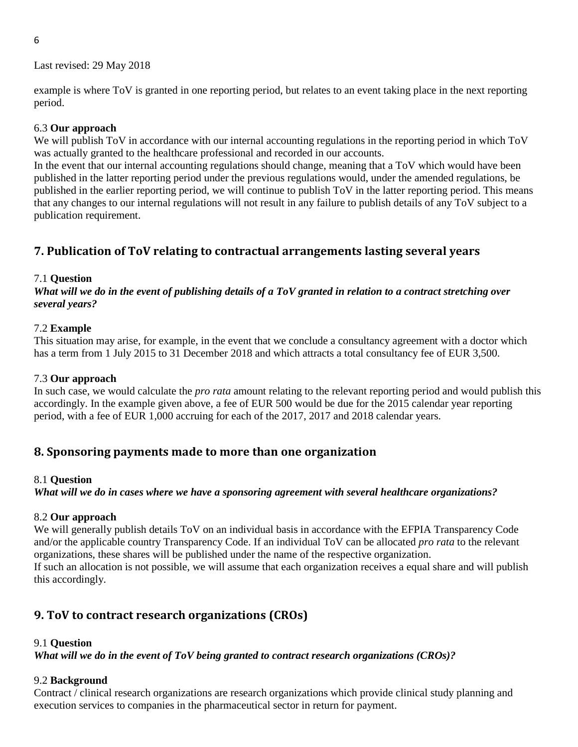Last revised: 29 May 2018

example is where ToV is granted in one reporting period, but relates to an event taking place in the next reporting period.

6.3 **Our approach**
We will publish ToV in accordance with our internal accounting regulations in the reporting period in which ToV was actually granted to the healthcare professional and recorded in our accounts.
In the event that our internal accounting regulations should change, meaning that a ToV which would have been published in the latter reporting period under the previous regulations would, under the amended regulations, be published in the earlier reporting period, we will continue to publish ToV in the latter reporting period. This means that any changes to our internal regulations will not result in any failure to publish details of any ToV subject to a publication requirement.

## 7. Publication of ToV relating to contractual arrangements lasting several years

7.1 **Question**
***What will we do in the event of publishing details of a ToV granted in relation to a contract stretching over several years?***

7.2 **Example**
This situation may arise, for example, in the event that we conclude a consultancy agreement with a doctor which has a term from 1 July 2015 to 31 December 2018 and which attracts a total consultancy fee of EUR 3,500.

7.3 **Our approach**
In such case, we would calculate the *pro rata* amount relating to the relevant reporting period and would publish this accordingly. In the example given above, a fee of EUR 500 would be due for the 2015 calendar year reporting period, with a fee of EUR 1,000 accruing for each of the 2017, 2017 and 2018 calendar years.

## 8. Sponsoring payments made to more than one organization

8.1 **Question**
***What will we do in cases where we have a sponsoring agreement with several healthcare organizations?***

8.2 **Our approach**
We will generally publish details ToV on an individual basis in accordance with the EFPIA Transparency Code and/or the applicable country Transparency Code. If an individual ToV can be allocated *pro rata* to the relevant organizations, these shares will be published under the name of the respective organization.
If such an allocation is not possible, we will assume that each organization receives a equal share and will publish this accordingly.

## 9. ToV to contract research organizations (CROs)

9.1 **Question**
***What will we do in the event of ToV being granted to contract research organizations (CROs)?***

9.2 **Background**
Contract / clinical research organizations are research organizations which provide clinical study planning and execution services to companies in the pharmaceutical sector in return for payment.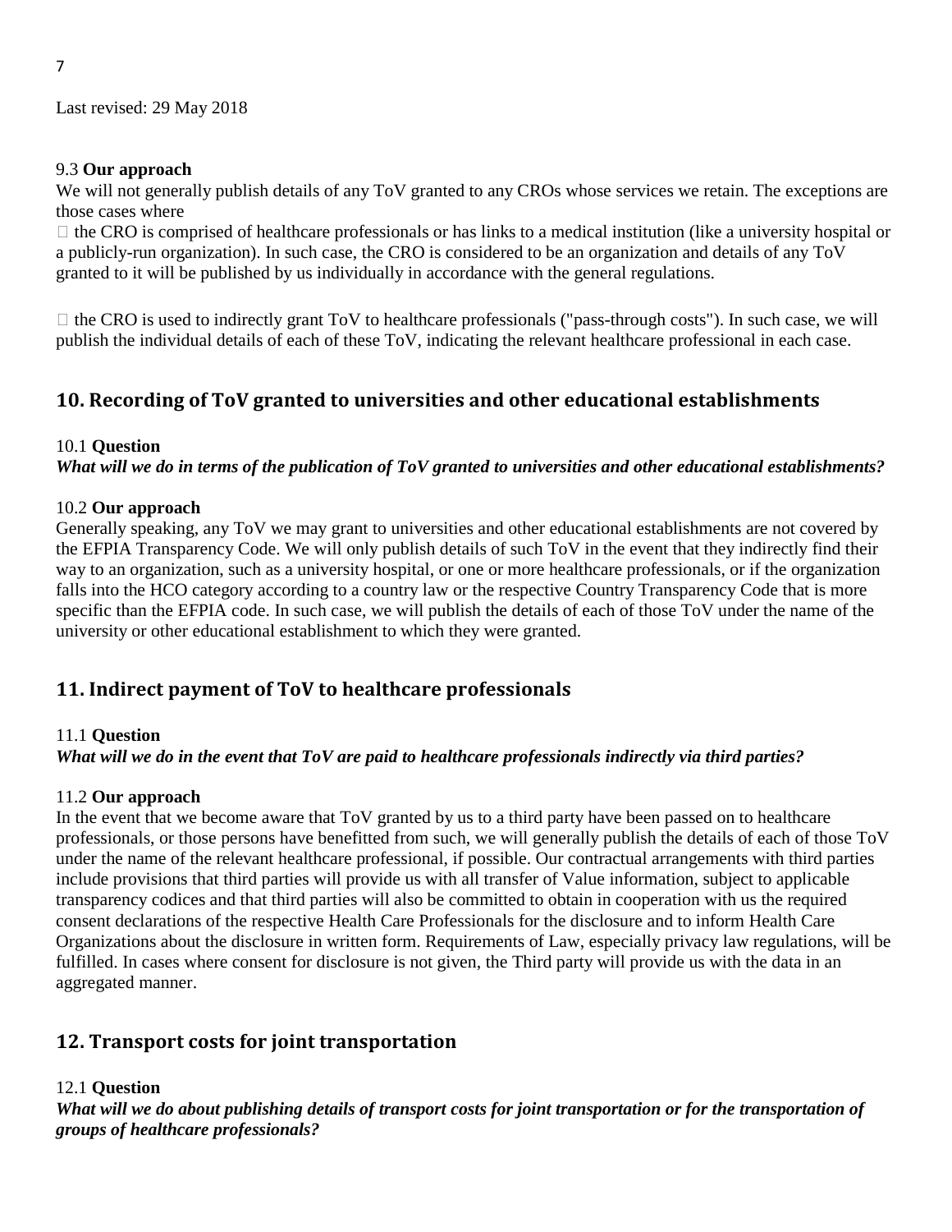Last revised: 29 May 2018

9.3 **Our approach**

We will not generally publish details of any ToV granted to any CROs whose services we retain. The exceptions are those cases where

-  the CRO is comprised of healthcare professionals or has links to a medical institution (like a university hospital or a publicly-run organization). In such case, the CRO is considered to be an organization and details of any ToV granted to it will be published by us individually in accordance with the general regulations.

-  the CRO is used to indirectly grant ToV to healthcare professionals ("pass-through costs"). In such case, we will publish the individual details of each of these ToV, indicating the relevant healthcare professional in each case.

## 10. Recording of ToV granted to universities and other educational establishments

10.1 **Question**

***What will we do in terms of the publication of ToV granted to universities and other educational establishments?***

10.2 **Our approach**

Generally speaking, any ToV we may grant to universities and other educational establishments are not covered by the EFPIA Transparency Code. We will only publish details of such ToV in the event that they indirectly find their way to an organization, such as a university hospital, or one or more healthcare professionals, or if the organization falls into the HCO category according to a country law or the respective Country Transparency Code that is more specific than the EFPIA code. In such case, we will publish the details of each of those ToV under the name of the university or other educational establishment to which they were granted.

## 11. Indirect payment of ToV to healthcare professionals

11.1 **Question**

***What will we do in the event that ToV are paid to healthcare professionals indirectly via third parties?***

11.2 **Our approach**

In the event that we become aware that ToV granted by us to a third party have been passed on to healthcare professionals, or those persons have benefitted from such, we will generally publish the details of each of those ToV under the name of the relevant healthcare professional, if possible. Our contractual arrangements with third parties include provisions that third parties will provide us with all transfer of Value information, subject to applicable transparency codices and that third parties will also be committed to obtain in cooperation with us the required consent declarations of the respective Health Care Professionals for the disclosure and to inform Health Care Organizations about the disclosure in written form. Requirements of Law, especially privacy law regulations, will be fulfilled. In cases where consent for disclosure is not given, the Third party will provide us with the data in an aggregated manner.

## 12. Transport costs for joint transportation

12.1 **Question**

***What will we do about publishing details of transport costs for joint transportation or for the transportation of groups of healthcare professionals?***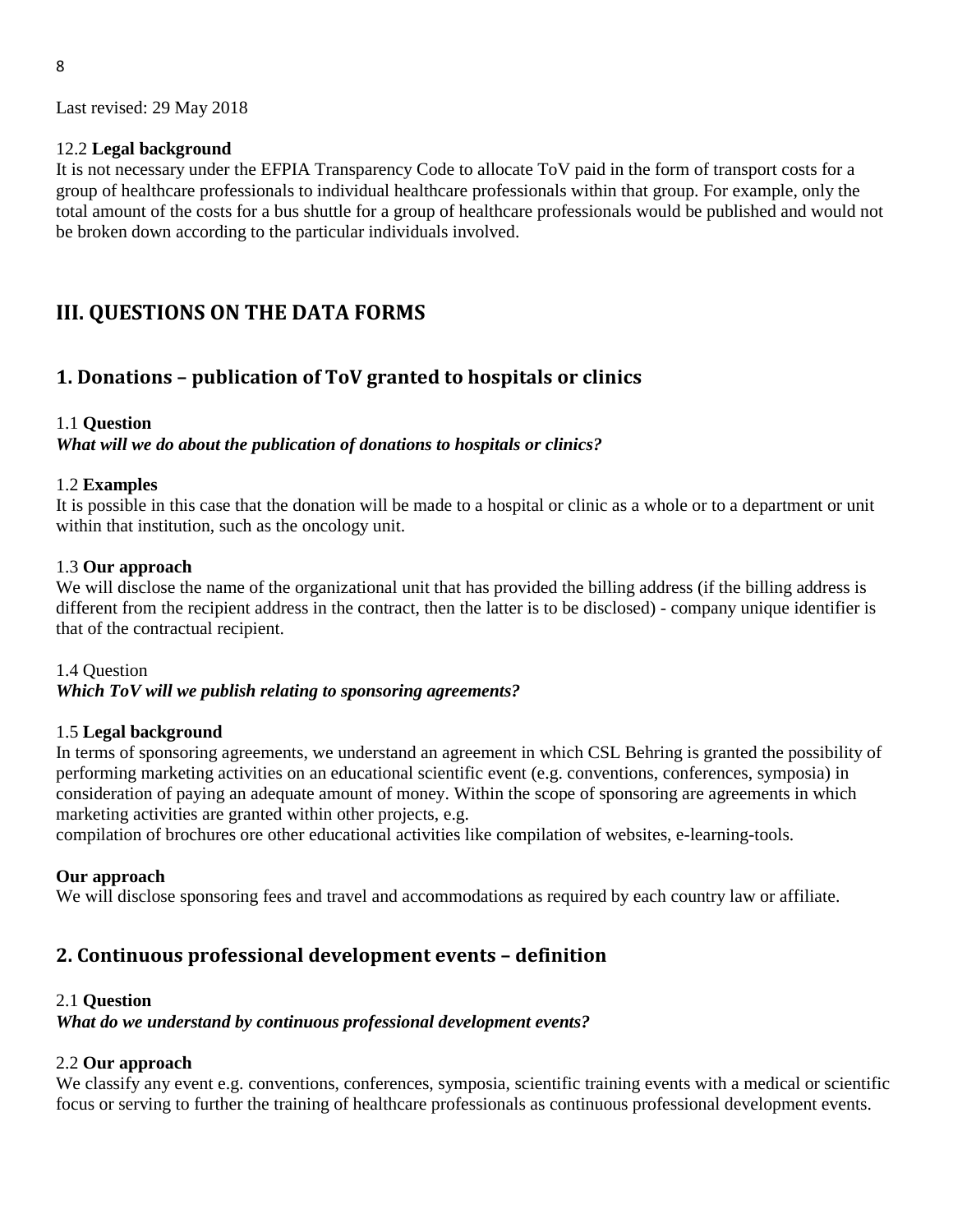Last revised: 29 May 2018

12.2 **Legal background**

It is not necessary under the EFPIA Transparency Code to allocate ToV paid in the form of transport costs for a group of healthcare professionals to individual healthcare professionals within that group. For example, only the total amount of the costs for a bus shuttle for a group of healthcare professionals would be published and would not be broken down according to the particular individuals involved.

## III. QUESTIONS ON THE DATA FORMS

### 1. Donations – publication of ToV granted to hospitals or clinics

1.1 **Question**

***What will we do about the publication of donations to hospitals or clinics?***

1.2 **Examples**

It is possible in this case that the donation will be made to a hospital or clinic as a whole or to a department or unit within that institution, such as the oncology unit.

1.3 **Our approach**

We will disclose the name of the organizational unit that has provided the billing address (if the billing address is different from the recipient address in the contract, then the latter is to be disclosed) - company unique identifier is that of the contractual recipient.

1.4 Question

***Which ToV will we publish relating to sponsoring agreements?***

1.5 **Legal background**

In terms of sponsoring agreements, we understand an agreement in which CSL Behring is granted the possibility of performing marketing activities on an educational scientific event (e.g. conventions, conferences, symposia) in consideration of paying an adequate amount of money. Within the scope of sponsoring are agreements in which marketing activities are granted within other projects, e.g.
compilation of brochures ore other educational activities like compilation of websites, e-learning-tools.

**Our approach**

We will disclose sponsoring fees and travel and accommodations as required by each country law or affiliate.

### 2. Continuous professional development events – definition

2.1 **Question**

***What do we understand by continuous professional development events?***

2.2 **Our approach**

We classify any event e.g. conventions, conferences, symposia, scientific training events with a medical or scientific focus or serving to further the training of healthcare professionals as continuous professional development events.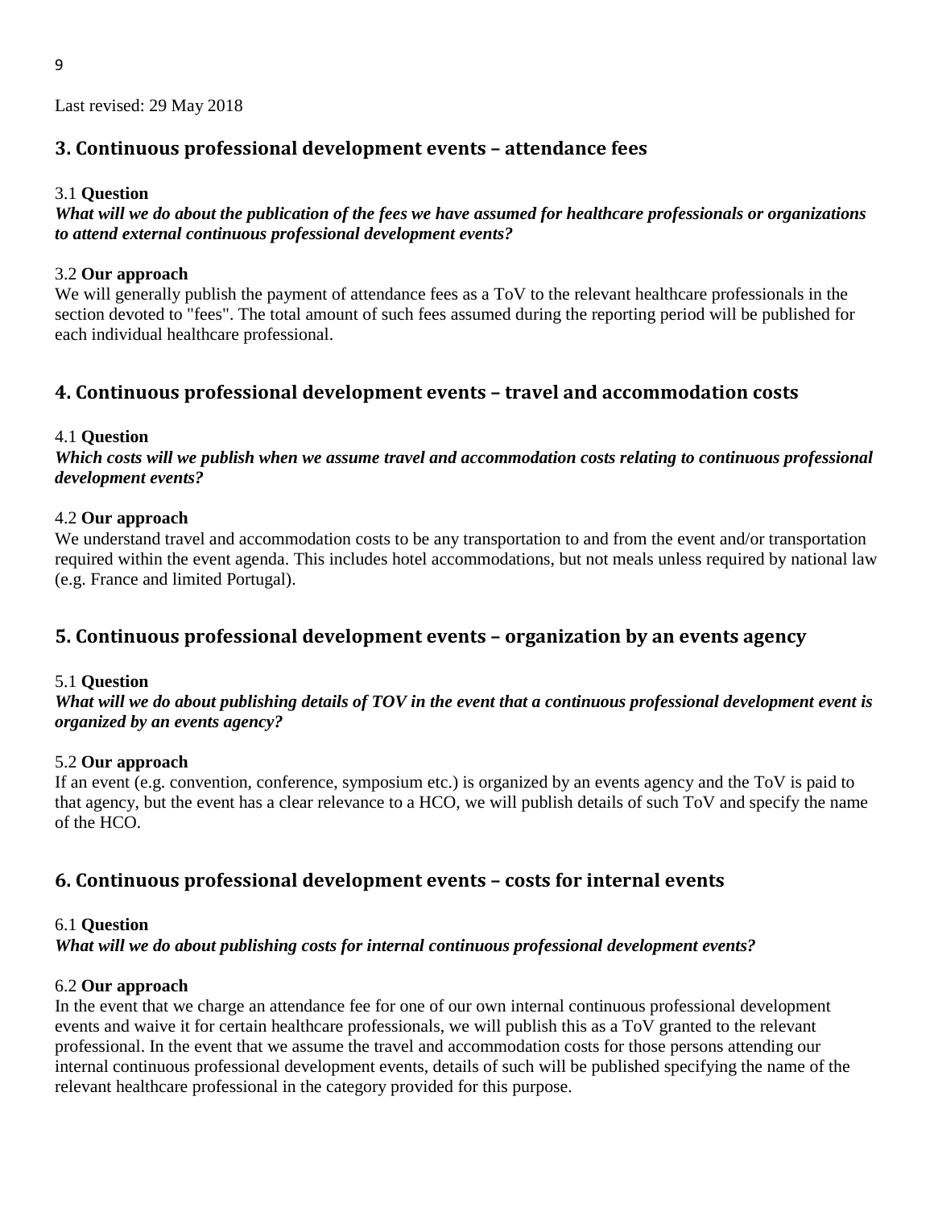Last revised: 29 May 2018

## 3. Continuous professional development events – attendance fees

3.1 **Question**

***What will we do about the publication of the fees we have assumed for healthcare professionals or organizations to attend external continuous professional development events?***

3.2 **Our approach**

We will generally publish the payment of attendance fees as a ToV to the relevant healthcare professionals in the section devoted to "fees". The total amount of such fees assumed during the reporting period will be published for each individual healthcare professional.

## 4. Continuous professional development events – travel and accommodation costs

4.1 **Question**

***Which costs will we publish when we assume travel and accommodation costs relating to continuous professional development events?***

4.2 **Our approach**

We understand travel and accommodation costs to be any transportation to and from the event and/or transportation required within the event agenda. This includes hotel accommodations, but not meals unless required by national law (e.g. France and limited Portugal).

## 5. Continuous professional development events – organization by an events agency

5.1 **Question**

***What will we do about publishing details of TOV in the event that a continuous professional development event is organized by an events agency?***

5.2 **Our approach**

If an event (e.g. convention, conference, symposium etc.) is organized by an events agency and the ToV is paid to that agency, but the event has a clear relevance to a HCO, we will publish details of such ToV and specify the name of the HCO.

## 6. Continuous professional development events – costs for internal events

6.1 **Question**

***What will we do about publishing costs for internal continuous professional development events?***

6.2 **Our approach**

In the event that we charge an attendance fee for one of our own internal continuous professional development events and waive it for certain healthcare professionals, we will publish this as a ToV granted to the relevant professional. In the event that we assume the travel and accommodation costs for those persons attending our internal continuous professional development events, details of such will be published specifying the name of the relevant healthcare professional in the category provided for this purpose.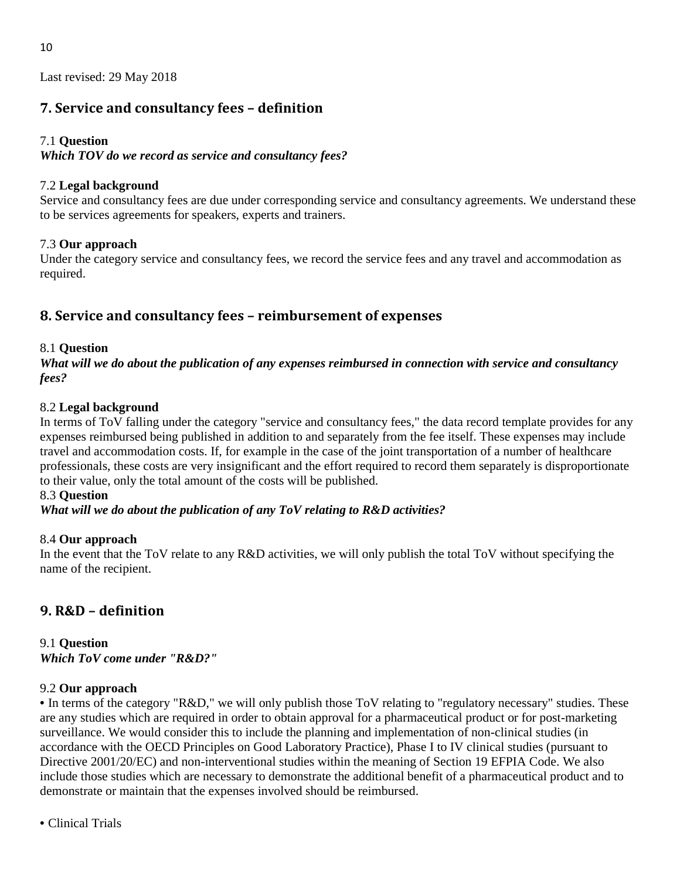Last revised: 29 May 2018

## 7. Service and consultancy fees – definition

7.1 **Question**
***Which TOV do we record as service and consultancy fees?***

7.2 **Legal background**
Service and consultancy fees are due under corresponding service and consultancy agreements. We understand these to be services agreements for speakers, experts and trainers.

7.3 **Our approach**
Under the category service and consultancy fees, we record the service fees and any travel and accommodation as required.

## 8. Service and consultancy fees – reimbursement of expenses

8.1 **Question**
***What will we do about the publication of any expenses reimbursed in connection with service and consultancy fees?***

8.2 **Legal background**
In terms of ToV falling under the category "service and consultancy fees," the data record template provides for any expenses reimbursed being published in addition to and separately from the fee itself. These expenses may include travel and accommodation costs. If, for example in the case of the joint transportation of a number of healthcare professionals, these costs are very insignificant and the effort required to record them separately is disproportionate to their value, only the total amount of the costs will be published.
8.3 **Question**
***What will we do about the publication of any ToV relating to R&D activities?***

8.4 **Our approach**
In the event that the ToV relate to any R&D activities, we will only publish the total ToV without specifying the name of the recipient.

## 9. R&D – definition

9.1 **Question**
***Which ToV come under "R&D?"***

9.2 **Our approach**
- In terms of the category "R&D," we will only publish those ToV relating to "regulatory necessary" studies. These are any studies which are required in order to obtain approval for a pharmaceutical product or for post-marketing surveillance. We would consider this to include the planning and implementation of non-clinical studies (in accordance with the OECD Principles on Good Laboratory Practice), Phase I to IV clinical studies (pursuant to Directive 2001/20/EC) and non-interventional studies within the meaning of Section 19 EFPIA Code. We also include those studies which are necessary to demonstrate the additional benefit of a pharmaceutical product and to demonstrate or maintain that the expenses involved should be reimbursed.

- Clinical Trials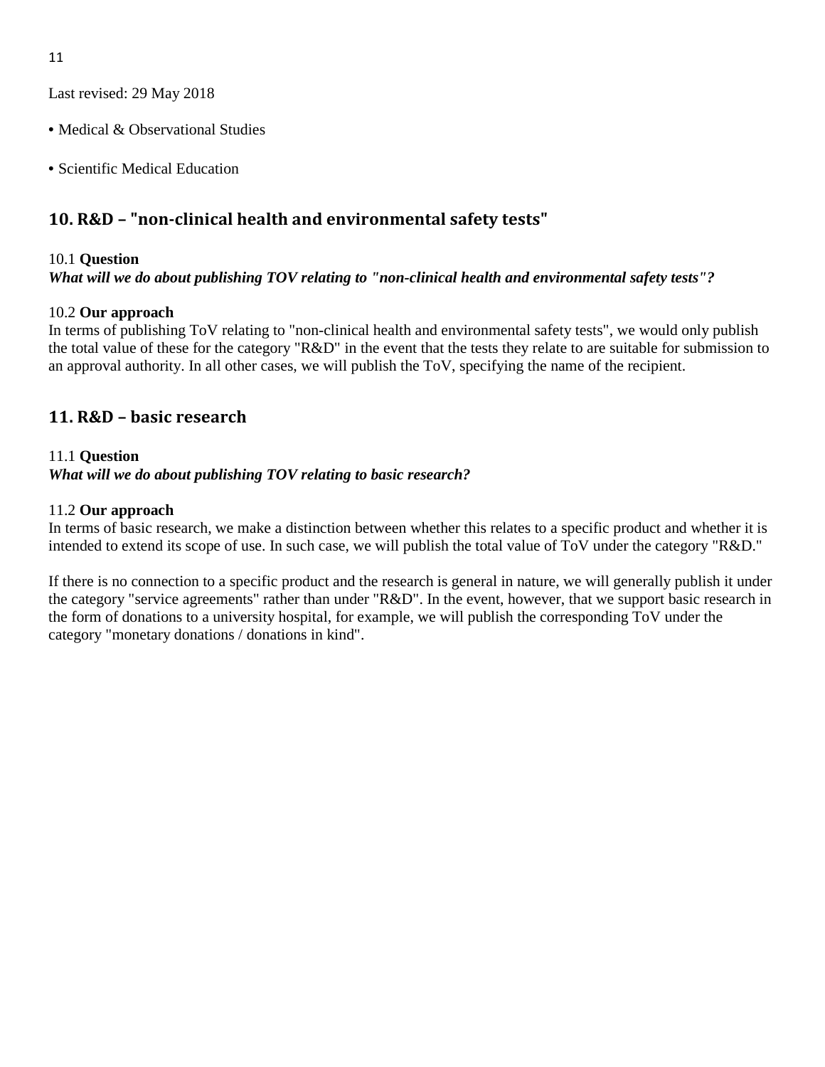Last revised: 29 May 2018

- Medical & Observational Studies
- Scientific Medical Education

## 10. R&D – "non-clinical health and environmental safety tests"

10.1 **Question**
***What will we do about publishing TOV relating to "non-clinical health and environmental safety tests"?***

10.2 **Our approach**
In terms of publishing ToV relating to "non-clinical health and environmental safety tests", we would only publish the total value of these for the category "R&D" in the event that the tests they relate to are suitable for submission to an approval authority. In all other cases, we will publish the ToV, specifying the name of the recipient.

## 11. R&D – basic research

11.1 **Question**
***What will we do about publishing TOV relating to basic research?***

11.2 **Our approach**
In terms of basic research, we make a distinction between whether this relates to a specific product and whether it is intended to extend its scope of use. In such case, we will publish the total value of ToV under the category "R&D."

If there is no connection to a specific product and the research is general in nature, we will generally publish it under the category "service agreements" rather than under "R&D". In the event, however, that we support basic research in the form of donations to a university hospital, for example, we will publish the corresponding ToV under the category "monetary donations / donations in kind".